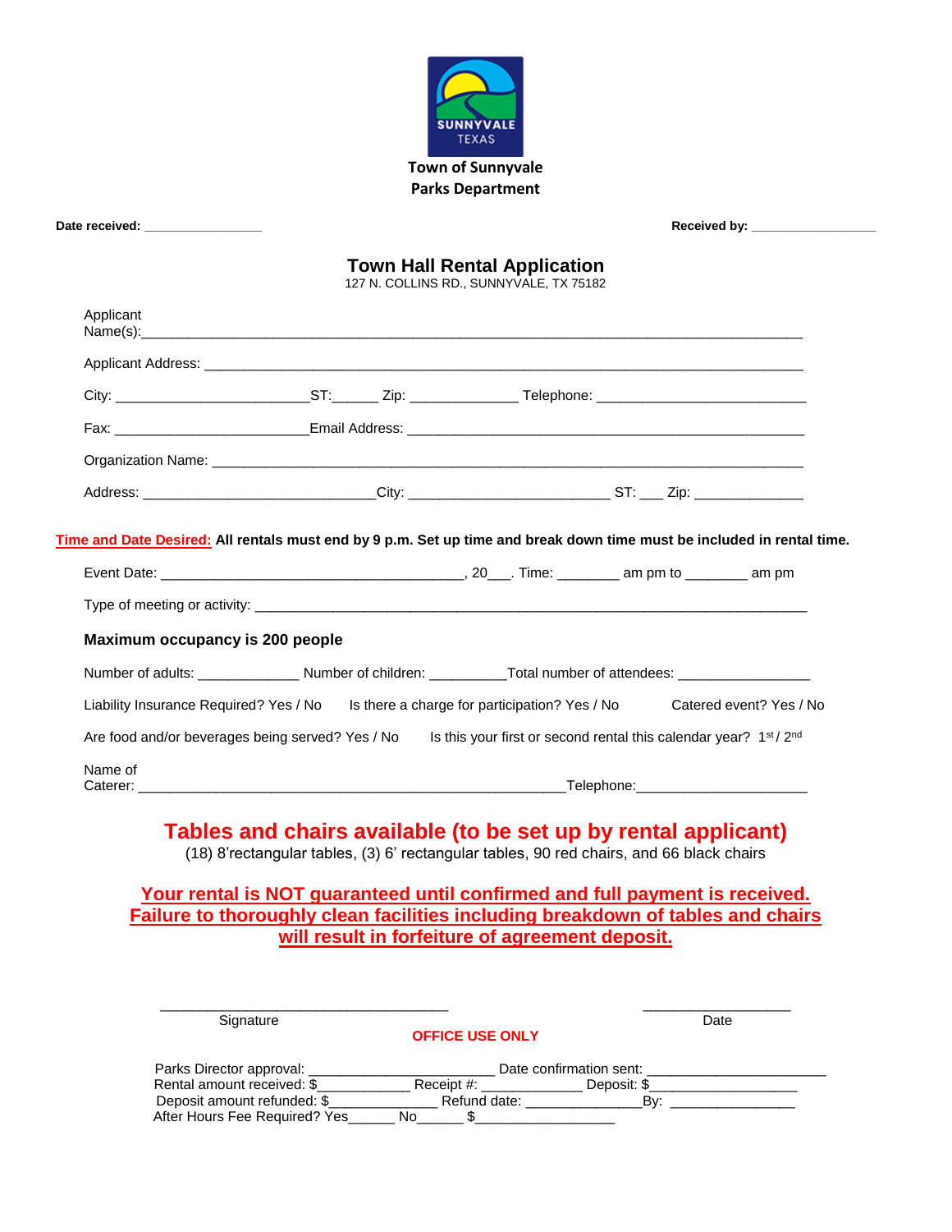SUNNYVALE TEXAS

**Town of Sunnyvale**
**Parks Department**

**Date received:** ________________ **Received by:** _________________

# Town Hall Rental Application

127 N. COLLINS RD., SUNNYVALE, TX 75182

Applicant Name(s):_______________________________________________________________________________

Applicant Address: _______________________________________________________________________________

City: ________________________ST:______ Zip: _____________ Telephone: __________________________

Fax: ________________________Email Address: ___________________________________________________

Organization Name: _______________________________________________________________________

Address: _____________________________City: ________________________ ST: ___ Zip: _____________

**Time and Date Desired:** **All rentals must end by 9 p.m. Set up time and break down time must be included in rental time.**

Event Date: ______________________________________, 20___. Time: ________ am pm to ________ am pm

Type of meeting or activity: _________________________________________________________________

**Maximum occupancy is 200 people**

Number of adults: ____________ Number of children: _________Total number of attendees: ________________

Liability Insurance Required? Yes / No    Is there a charge for participation? Yes / No    Catered event? Yes / No

Are food and/or beverages being served? Yes / No    Is this your first or second rental this calendar year? 1st / 2nd

Name of Caterer: _____________________________________________________Telephone:_____________________

## Tables and chairs available (to be set up by rental applicant)

(18) 8'rectangular tables, (3) 6' rectangular tables, 90 red chairs, and 66 black chairs

**Your rental is NOT guaranteed until confirmed and full payment is received. Failure to thoroughly clean facilities including breakdown of tables and chairs will result in forfeiture of agreement deposit.**

_____________________________________ ___________________
Signature                                                                                    Date

**OFFICE USE ONLY**

Parks Director approval: _______________________ Date confirmation sent: ______________________
Rental amount received: $____________ Receipt #: ____________ Deposit: $___________________
Deposit amount refunded: $_____________ Refund date: ______________By: ________________
After Hours Fee Required? Yes______ No______ $__________________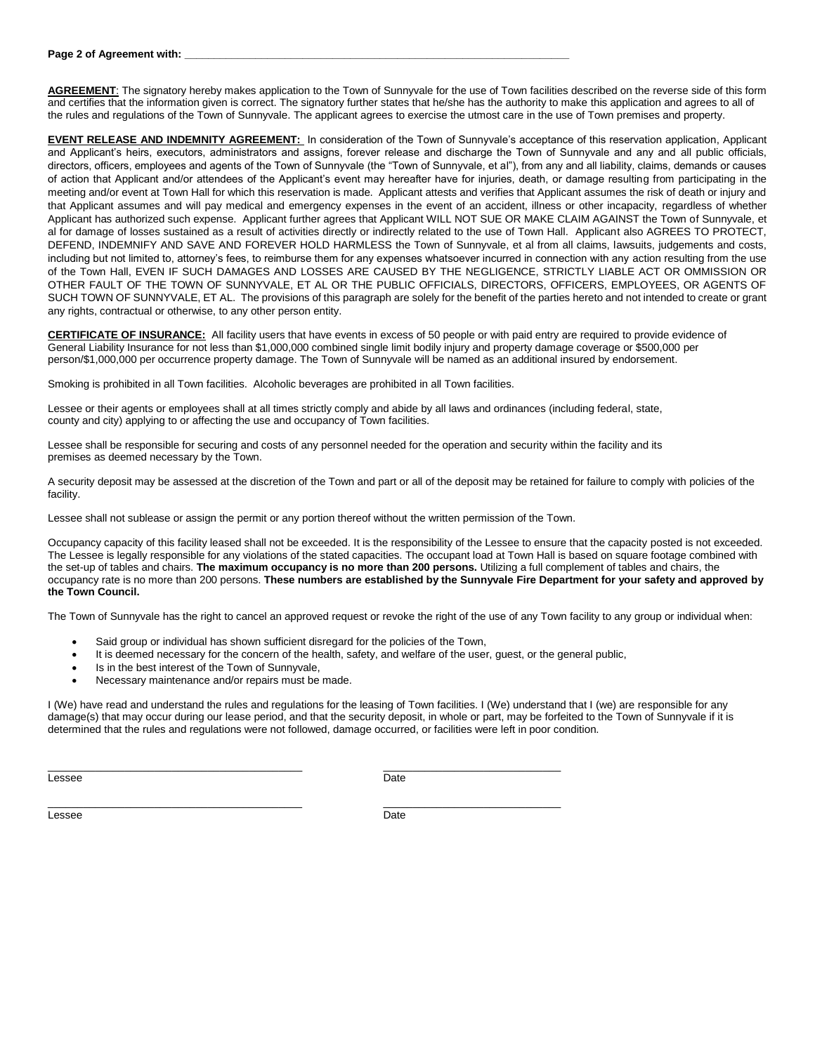**Page 2 of Agreement with: ___________________________________________________________________**

**AGREEMENT**: The signatory hereby makes application to the Town of Sunnyvale for the use of Town facilities described on the reverse side of this form and certifies that the information given is correct. The signatory further states that he/she has the authority to make this application and agrees to all of the rules and regulations of the Town of Sunnyvale. The applicant agrees to exercise the utmost care in the use of Town premises and property.

**EVENT RELEASE AND INDEMNITY AGREEMENT:** In consideration of the Town of Sunnyvale's acceptance of this reservation application, Applicant and Applicant's heirs, executors, administrators and assigns, forever release and discharge the Town of Sunnyvale and any and all public officials, directors, officers, employees and agents of the Town of Sunnyvale (the "Town of Sunnyvale, et al"), from any and all liability, claims, demands or causes of action that Applicant and/or attendees of the Applicant's event may hereafter have for injuries, death, or damage resulting from participating in the meeting and/or event at Town Hall for which this reservation is made. Applicant attests and verifies that Applicant assumes the risk of death or injury and that Applicant assumes and will pay medical and emergency expenses in the event of an accident, illness or other incapacity, regardless of whether Applicant has authorized such expense. Applicant further agrees that Applicant WILL NOT SUE OR MAKE CLAIM AGAINST the Town of Sunnyvale, et al for damage of losses sustained as a result of activities directly or indirectly related to the use of Town Hall. Applicant also AGREES TO PROTECT, DEFEND, INDEMNIFY AND SAVE AND FOREVER HOLD HARMLESS the Town of Sunnyvale, et al from all claims, lawsuits, judgements and costs, including but not limited to, attorney's fees, to reimburse them for any expenses whatsoever incurred in connection with any action resulting from the use of the Town Hall, EVEN IF SUCH DAMAGES AND LOSSES ARE CAUSED BY THE NEGLIGENCE, STRICTLY LIABLE ACT OR OMMISSION OR OTHER FAULT OF THE TOWN OF SUNNYVALE, ET AL OR THE PUBLIC OFFICIALS, DIRECTORS, OFFICERS, EMPLOYEES, OR AGENTS OF SUCH TOWN OF SUNNYVALE, ET AL. The provisions of this paragraph are solely for the benefit of the parties hereto and not intended to create or grant any rights, contractual or otherwise, to any other person entity.

**CERTIFICATE OF INSURANCE:** All facility users that have events in excess of 50 people or with paid entry are required to provide evidence of General Liability Insurance for not less than $1,000,000 combined single limit bodily injury and property damage coverage or $500,000 per person/$1,000,000 per occurrence property damage. The Town of Sunnyvale will be named as an additional insured by endorsement.

Smoking is prohibited in all Town facilities. Alcoholic beverages are prohibited in all Town facilities.

Lessee or their agents or employees shall at all times strictly comply and abide by all laws and ordinances (including federal, state, county and city) applying to or affecting the use and occupancy of Town facilities.

Lessee shall be responsible for securing and costs of any personnel needed for the operation and security within the facility and its premises as deemed necessary by the Town.

A security deposit may be assessed at the discretion of the Town and part or all of the deposit may be retained for failure to comply with policies of the facility.

Lessee shall not sublease or assign the permit or any portion thereof without the written permission of the Town.

Occupancy capacity of this facility leased shall not be exceeded. It is the responsibility of the Lessee to ensure that the capacity posted is not exceeded. The Lessee is legally responsible for any violations of the stated capacities. The occupant load at Town Hall is based on square footage combined with the set-up of tables and chairs. **The maximum occupancy is no more than 200 persons.** Utilizing a full complement of tables and chairs, the occupancy rate is no more than 200 persons. **These numbers are established by the Sunnyvale Fire Department for your safety and approved by the Town Council.**

The Town of Sunnyvale has the right to cancel an approved request or revoke the right of the use of any Town facility to any group or individual when:

- Said group or individual has shown sufficient disregard for the policies of the Town,
- It is deemed necessary for the concern of the health, safety, and welfare of the user, guest, or the general public,
- Is in the best interest of the Town of Sunnyvale,
- Necessary maintenance and/or repairs must be made.

I (We) have read and understand the rules and regulations for the leasing of Town facilities. I (We) understand that I (we) are responsible for any damage(s) that may occur during our lease period, and that the security deposit, in whole or part, may be forfeited to the Town of Sunnyvale if it is determined that the rules and regulations were not followed, damage occurred, or facilities were left in poor condition.

_________________________________________ _____________________________

Lessee Date

_________________________________________ _____________________________

Lessee Date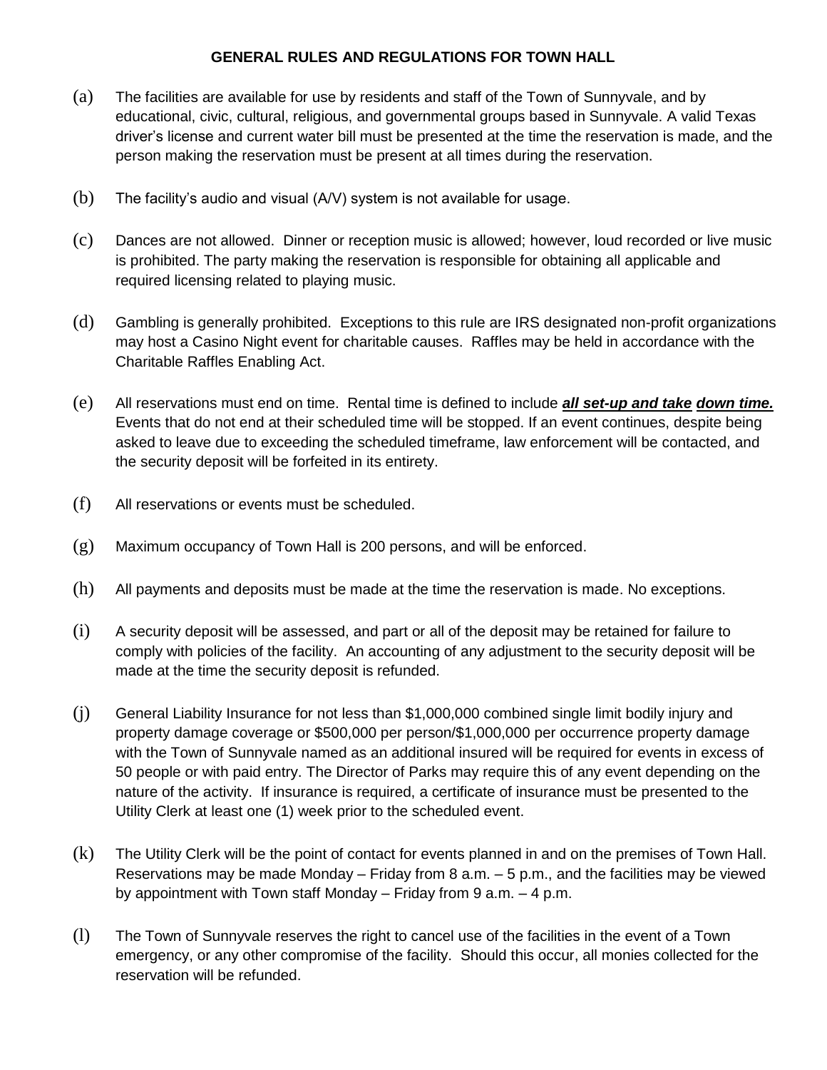**GENERAL RULES AND REGULATIONS FOR TOWN HALL**

(a) The facilities are available for use by residents and staff of the Town of Sunnyvale, and by educational, civic, cultural, religious, and governmental groups based in Sunnyvale. A valid Texas driver's license and current water bill must be presented at the time the reservation is made, and the person making the reservation must be present at all times during the reservation.

(b) The facility's audio and visual (A/V) system is not available for usage.

(c) Dances are not allowed. Dinner or reception music is allowed; however, loud recorded or live music is prohibited. The party making the reservation is responsible for obtaining all applicable and required licensing related to playing music.

(d) Gambling is generally prohibited. Exceptions to this rule are IRS designated non-profit organizations may host a Casino Night event for charitable causes. Raffles may be held in accordance with the Charitable Raffles Enabling Act.

(e) All reservations must end on time. Rental time is defined to include ***all set-up and take down time.*** Events that do not end at their scheduled time will be stopped. If an event continues, despite being asked to leave due to exceeding the scheduled timeframe, law enforcement will be contacted, and the security deposit will be forfeited in its entirety.

(f) All reservations or events must be scheduled.

(g) Maximum occupancy of Town Hall is 200 persons, and will be enforced.

(h) All payments and deposits must be made at the time the reservation is made. No exceptions.

(i) A security deposit will be assessed, and part or all of the deposit may be retained for failure to comply with policies of the facility. An accounting of any adjustment to the security deposit will be made at the time the security deposit is refunded.

(j) General Liability Insurance for not less than $1,000,000 combined single limit bodily injury and property damage coverage or $500,000 per person/$1,000,000 per occurrence property damage with the Town of Sunnyvale named as an additional insured will be required for events in excess of 50 people or with paid entry. The Director of Parks may require this of any event depending on the nature of the activity. If insurance is required, a certificate of insurance must be presented to the Utility Clerk at least one (1) week prior to the scheduled event.

(k) The Utility Clerk will be the point of contact for events planned in and on the premises of Town Hall. Reservations may be made Monday – Friday from 8 a.m. – 5 p.m., and the facilities may be viewed by appointment with Town staff Monday – Friday from 9 a.m. – 4 p.m.

(l) The Town of Sunnyvale reserves the right to cancel use of the facilities in the event of a Town emergency, or any other compromise of the facility. Should this occur, all monies collected for the reservation will be refunded.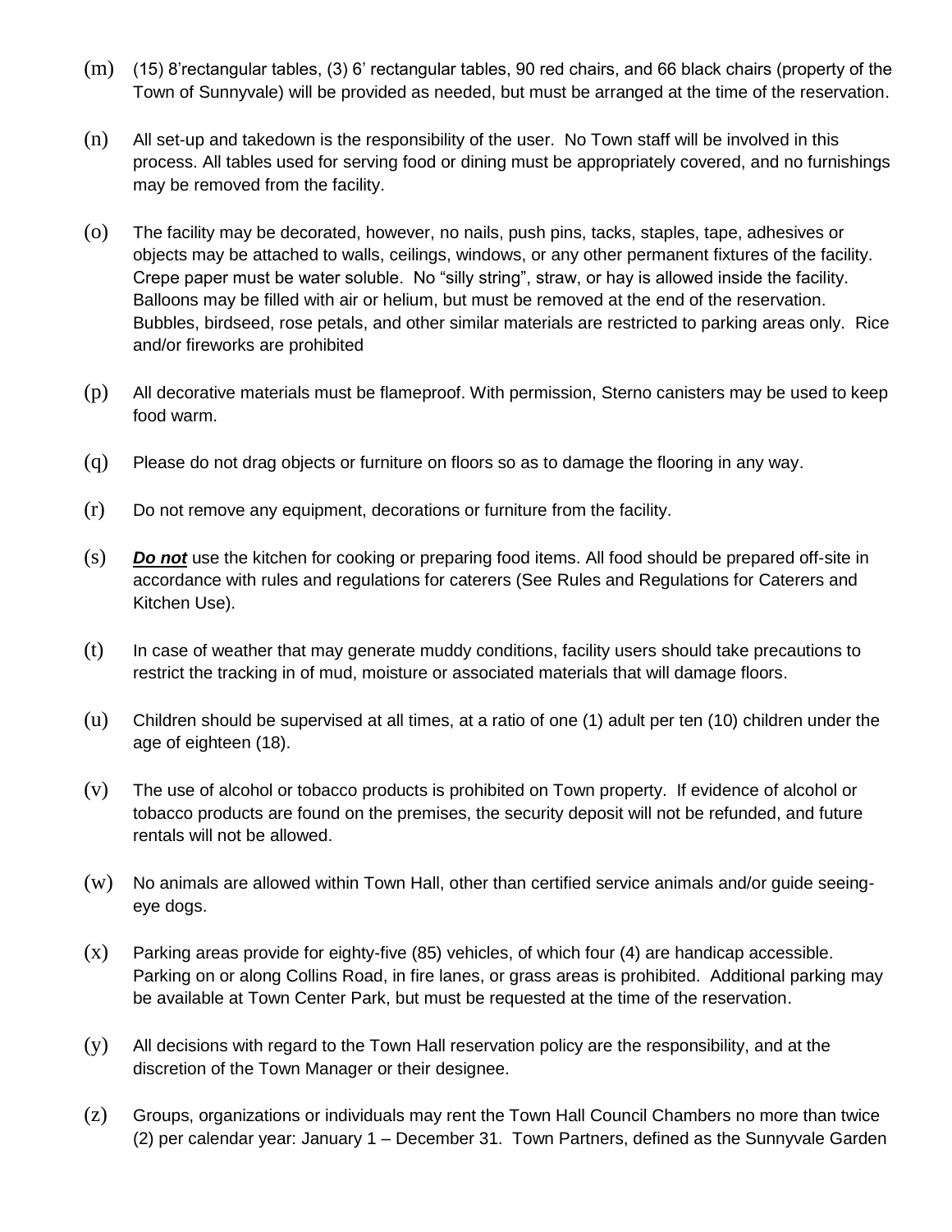(m) (15) 8'rectangular tables, (3) 6' rectangular tables, 90 red chairs, and 66 black chairs (property of the Town of Sunnyvale) will be provided as needed, but must be arranged at the time of the reservation.

(n) All set-up and takedown is the responsibility of the user. No Town staff will be involved in this process. All tables used for serving food or dining must be appropriately covered, and no furnishings may be removed from the facility.

(o) The facility may be decorated, however, no nails, push pins, tacks, staples, tape, adhesives or objects may be attached to walls, ceilings, windows, or any other permanent fixtures of the facility. Crepe paper must be water soluble. No "silly string", straw, or hay is allowed inside the facility. Balloons may be filled with air or helium, but must be removed at the end of the reservation. Bubbles, birdseed, rose petals, and other similar materials are restricted to parking areas only. Rice and/or fireworks are prohibited

(p) All decorative materials must be flameproof. With permission, Sterno canisters may be used to keep food warm.

(q) Please do not drag objects or furniture on floors so as to damage the flooring in any way.

(r) Do not remove any equipment, decorations or furniture from the facility.

(s) ***Do not*** use the kitchen for cooking or preparing food items. All food should be prepared off-site in accordance with rules and regulations for caterers (See Rules and Regulations for Caterers and Kitchen Use).

(t) In case of weather that may generate muddy conditions, facility users should take precautions to restrict the tracking in of mud, moisture or associated materials that will damage floors.

(u) Children should be supervised at all times, at a ratio of one (1) adult per ten (10) children under the age of eighteen (18).

(v) The use of alcohol or tobacco products is prohibited on Town property. If evidence of alcohol or tobacco products are found on the premises, the security deposit will not be refunded, and future rentals will not be allowed.

(w) No animals are allowed within Town Hall, other than certified service animals and/or guide seeing-eye dogs.

(x) Parking areas provide for eighty-five (85) vehicles, of which four (4) are handicap accessible. Parking on or along Collins Road, in fire lanes, or grass areas is prohibited. Additional parking may be available at Town Center Park, but must be requested at the time of the reservation.

(y) All decisions with regard to the Town Hall reservation policy are the responsibility, and at the discretion of the Town Manager or their designee.

(z) Groups, organizations or individuals may rent the Town Hall Council Chambers no more than twice (2) per calendar year: January 1 – December 31. Town Partners, defined as the Sunnyvale Garden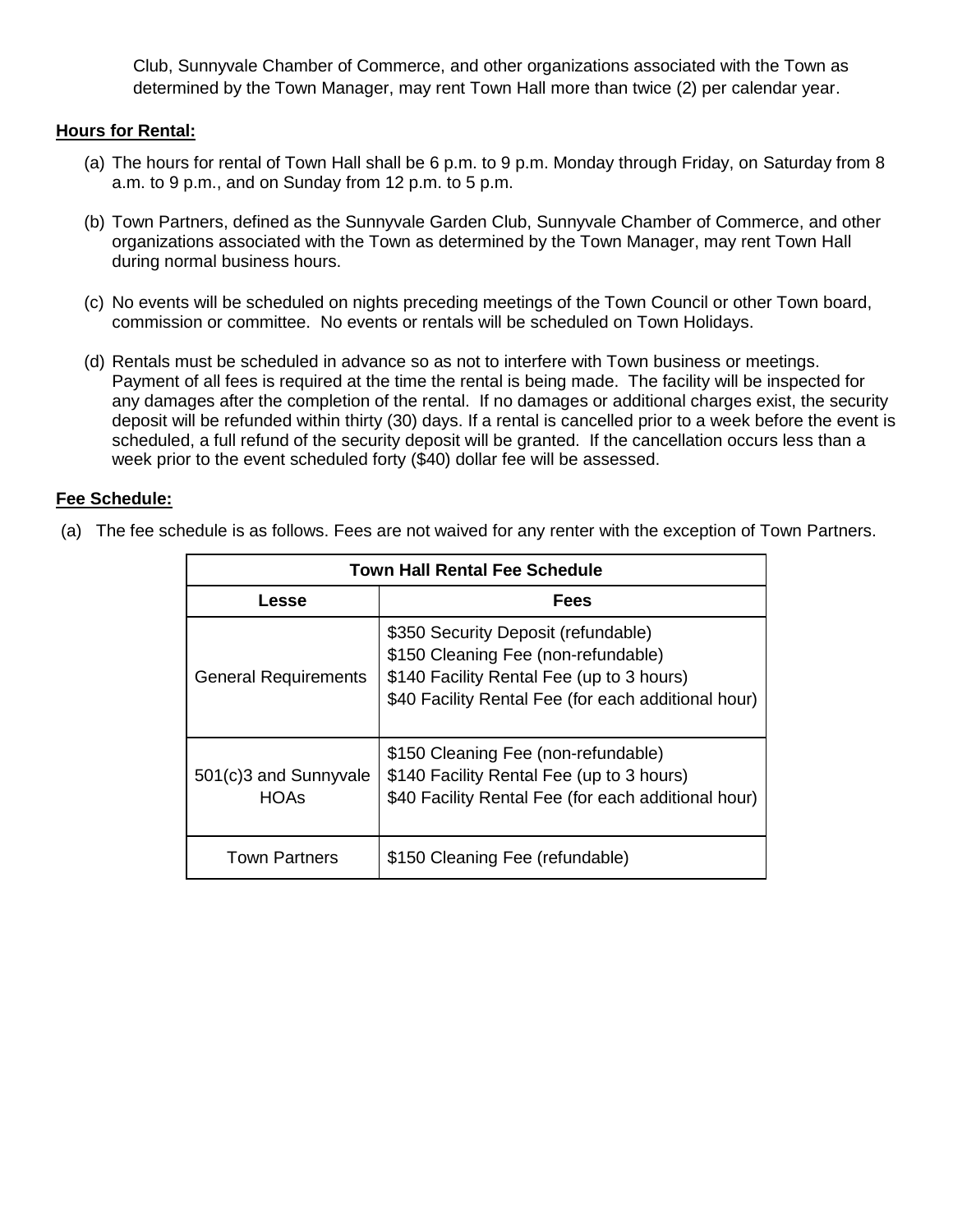Club, Sunnyvale Chamber of Commerce, and other organizations associated with the Town as determined by the Town Manager, may rent Town Hall more than twice (2) per calendar year.

**Hours for Rental:**

(a) The hours for rental of Town Hall shall be 6 p.m. to 9 p.m. Monday through Friday, on Saturday from 8 a.m. to 9 p.m., and on Sunday from 12 p.m. to 5 p.m.

(b) Town Partners, defined as the Sunnyvale Garden Club, Sunnyvale Chamber of Commerce, and other organizations associated with the Town as determined by the Town Manager, may rent Town Hall during normal business hours.

(c) No events will be scheduled on nights preceding meetings of the Town Council or other Town board, commission or committee. No events or rentals will be scheduled on Town Holidays.

(d) Rentals must be scheduled in advance so as not to interfere with Town business or meetings. Payment of all fees is required at the time the rental is being made. The facility will be inspected for any damages after the completion of the rental. If no damages or additional charges exist, the security deposit will be refunded within thirty (30) days. If a rental is cancelled prior to a week before the event is scheduled, a full refund of the security deposit will be granted. If the cancellation occurs less than a week prior to the event scheduled forty ($40) dollar fee will be assessed.

**Fee Schedule:**

(a) The fee schedule is as follows. Fees are not waived for any renter with the exception of Town Partners.

| Town Hall Rental Fee Schedule | |
|---|---|
| **Lesse** | **Fees** |
| General Requirements | $350 Security Deposit (refundable)<br>$150 Cleaning Fee (non-refundable)<br>$140 Facility Rental Fee (up to 3 hours)<br>$40 Facility Rental Fee (for each additional hour) |
| 501(c)3 and Sunnyvale HOAs | $150 Cleaning Fee (non-refundable)<br>$140 Facility Rental Fee (up to 3 hours)<br>$40 Facility Rental Fee (for each additional hour) |
| Town Partners | $150 Cleaning Fee (refundable) |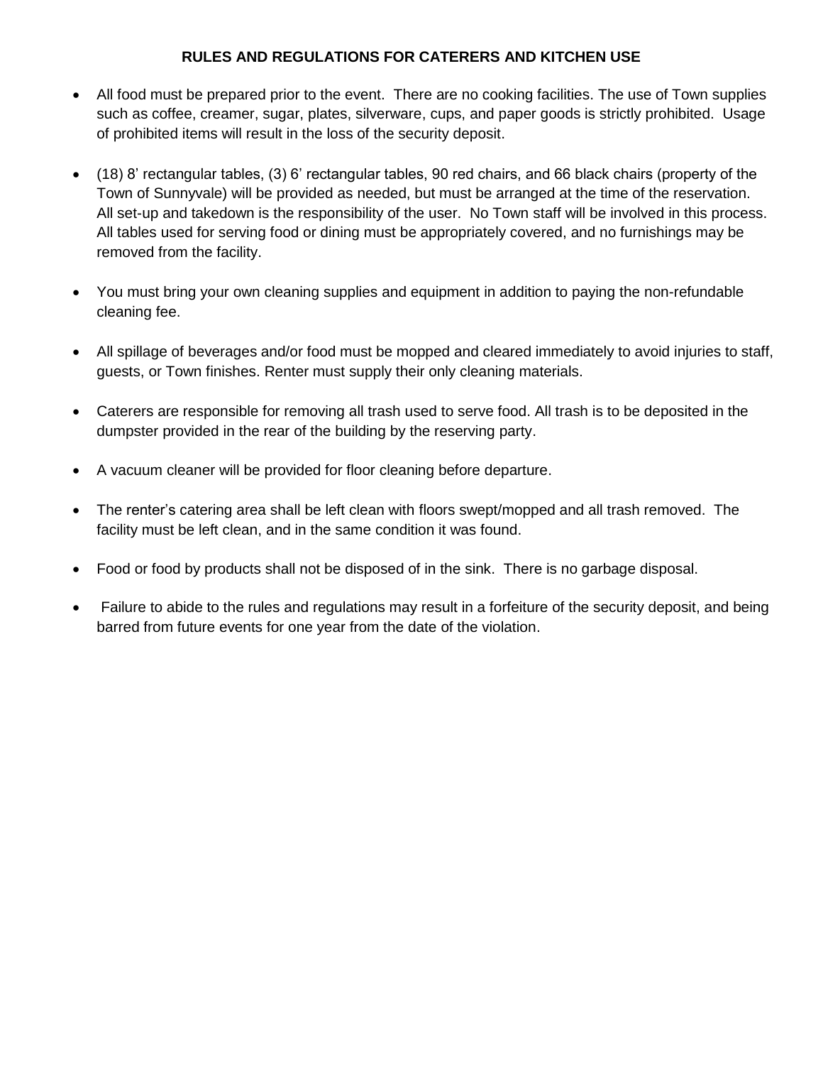## RULES AND REGULATIONS FOR CATERERS AND KITCHEN USE

- All food must be prepared prior to the event. There are no cooking facilities. The use of Town supplies such as coffee, creamer, sugar, plates, silverware, cups, and paper goods is strictly prohibited. Usage of prohibited items will result in the loss of the security deposit.

- (18) 8' rectangular tables, (3) 6' rectangular tables, 90 red chairs, and 66 black chairs (property of the Town of Sunnyvale) will be provided as needed, but must be arranged at the time of the reservation. All set-up and takedown is the responsibility of the user. No Town staff will be involved in this process. All tables used for serving food or dining must be appropriately covered, and no furnishings may be removed from the facility.

- You must bring your own cleaning supplies and equipment in addition to paying the non-refundable cleaning fee.

- All spillage of beverages and/or food must be mopped and cleared immediately to avoid injuries to staff, guests, or Town finishes. Renter must supply their only cleaning materials.

- Caterers are responsible for removing all trash used to serve food. All trash is to be deposited in the dumpster provided in the rear of the building by the reserving party.

- A vacuum cleaner will be provided for floor cleaning before departure.

- The renter's catering area shall be left clean with floors swept/mopped and all trash removed. The facility must be left clean, and in the same condition it was found.

- Food or food by products shall not be disposed of in the sink. There is no garbage disposal.

- Failure to abide to the rules and regulations may result in a forfeiture of the security deposit, and being barred from future events for one year from the date of the violation.